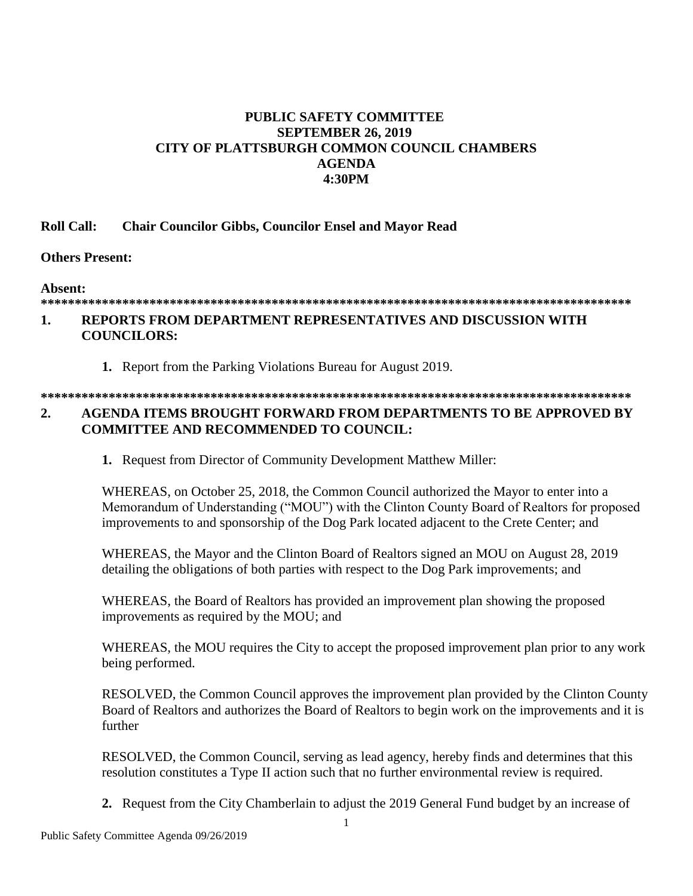**PUBLIC SAFETY COMMITTEE**
**SEPTEMBER 26, 2019**
**CITY OF PLATTSBURGH COMMON COUNCIL CHAMBERS**
**AGENDA**
**4:30PM**

**Roll Call: Chair Councilor Gibbs, Councilor Ensel and Mayor Read**

**Others Present:**

**Absent:**

****************************************************************************************

## 1. REPORTS FROM DEPARTMENT REPRESENTATIVES AND DISCUSSION WITH COUNCILORS:

1. Report from the Parking Violations Bureau for August 2019.

****************************************************************************************

## 2. AGENDA ITEMS BROUGHT FORWARD FROM DEPARTMENTS TO BE APPROVED BY COMMITTEE AND RECOMMENDED TO COUNCIL:

1. Request from Director of Community Development Matthew Miller:

WHEREAS, on October 25, 2018, the Common Council authorized the Mayor to enter into a Memorandum of Understanding ("MOU") with the Clinton County Board of Realtors for proposed improvements to and sponsorship of the Dog Park located adjacent to the Crete Center; and

WHEREAS, the Mayor and the Clinton Board of Realtors signed an MOU on August 28, 2019 detailing the obligations of both parties with respect to the Dog Park improvements; and

WHEREAS, the Board of Realtors has provided an improvement plan showing the proposed improvements as required by the MOU; and

WHEREAS, the MOU requires the City to accept the proposed improvement plan prior to any work being performed.

RESOLVED, the Common Council approves the improvement plan provided by the Clinton County Board of Realtors and authorizes the Board of Realtors to begin work on the improvements and it is further

RESOLVED, the Common Council, serving as lead agency, hereby finds and determines that this resolution constitutes a Type II action such that no further environmental review is required.

2. Request from the City Chamberlain to adjust the 2019 General Fund budget by an increase of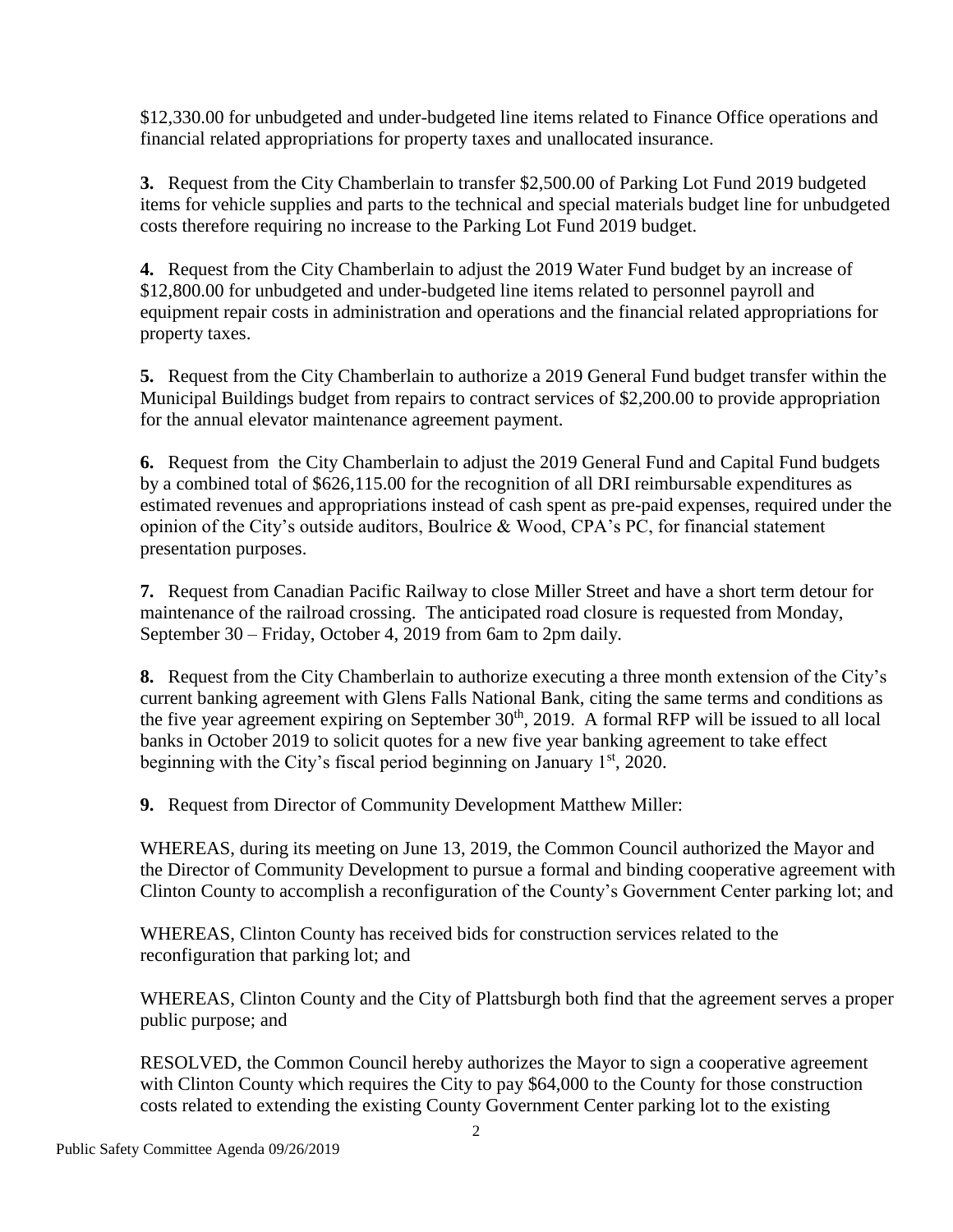$12,330.00 for unbudgeted and under-budgeted line items related to Finance Office operations and financial related appropriations for property taxes and unallocated insurance.

**3.** Request from the City Chamberlain to transfer $2,500.00 of Parking Lot Fund 2019 budgeted items for vehicle supplies and parts to the technical and special materials budget line for unbudgeted costs therefore requiring no increase to the Parking Lot Fund 2019 budget.

**4.** Request from the City Chamberlain to adjust the 2019 Water Fund budget by an increase of $12,800.00 for unbudgeted and under-budgeted line items related to personnel payroll and equipment repair costs in administration and operations and the financial related appropriations for property taxes.

**5.** Request from the City Chamberlain to authorize a 2019 General Fund budget transfer within the Municipal Buildings budget from repairs to contract services of $2,200.00 to provide appropriation for the annual elevator maintenance agreement payment.

**6.** Request from the City Chamberlain to adjust the 2019 General Fund and Capital Fund budgets by a combined total of $626,115.00 for the recognition of all DRI reimbursable expenditures as estimated revenues and appropriations instead of cash spent as pre-paid expenses, required under the opinion of the City's outside auditors, Boulrice & Wood, CPA's PC, for financial statement presentation purposes.

**7.** Request from Canadian Pacific Railway to close Miller Street and have a short term detour for maintenance of the railroad crossing. The anticipated road closure is requested from Monday, September 30 – Friday, October 4, 2019 from 6am to 2pm daily.

**8.** Request from the City Chamberlain to authorize executing a three month extension of the City's current banking agreement with Glens Falls National Bank, citing the same terms and conditions as the five year agreement expiring on September 30th, 2019. A formal RFP will be issued to all local banks in October 2019 to solicit quotes for a new five year banking agreement to take effect beginning with the City's fiscal period beginning on January 1st, 2020.

**9.** Request from Director of Community Development Matthew Miller:

WHEREAS, during its meeting on June 13, 2019, the Common Council authorized the Mayor and the Director of Community Development to pursue a formal and binding cooperative agreement with Clinton County to accomplish a reconfiguration of the County's Government Center parking lot; and

WHEREAS, Clinton County has received bids for construction services related to the reconfiguration that parking lot; and

WHEREAS, Clinton County and the City of Plattsburgh both find that the agreement serves a proper public purpose; and

RESOLVED, the Common Council hereby authorizes the Mayor to sign a cooperative agreement with Clinton County which requires the City to pay $64,000 to the County for those construction costs related to extending the existing County Government Center parking lot to the existing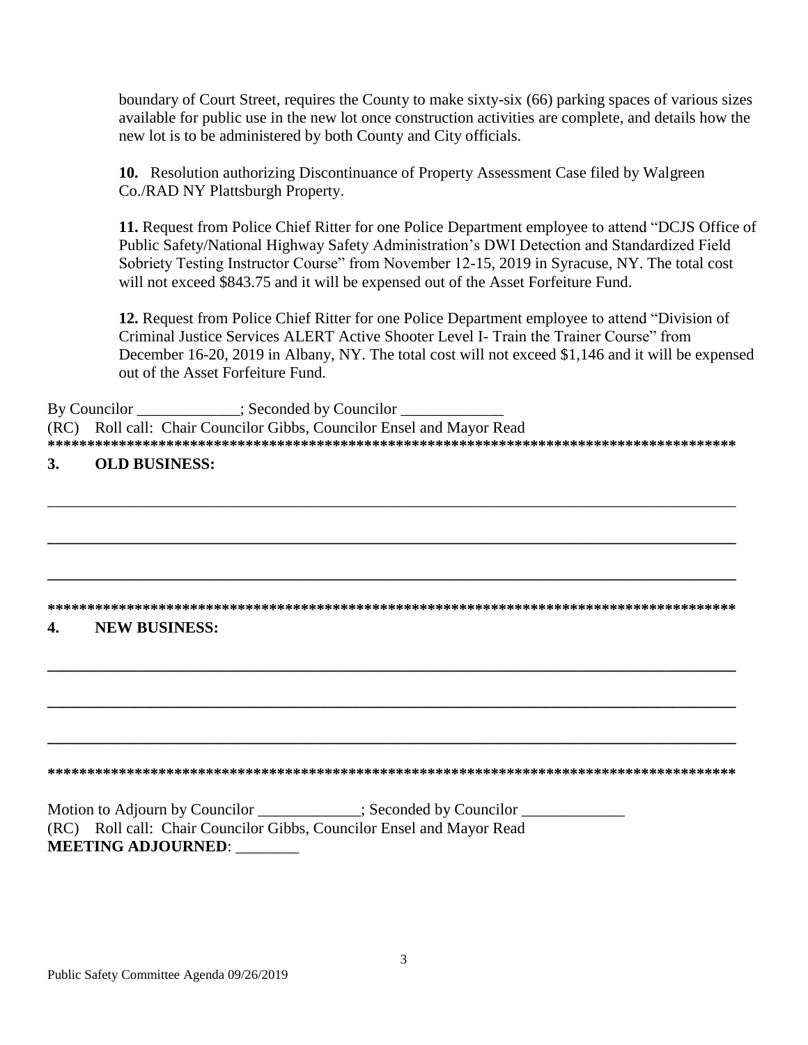boundary of Court Street, requires the County to make sixty-six (66) parking spaces of various sizes available for public use in the new lot once construction activities are complete, and details how the new lot is to be administered by both County and City officials.

**10.** Resolution authorizing Discontinuance of Property Assessment Case filed by Walgreen Co./RAD NY Plattsburgh Property.

**11.** Request from Police Chief Ritter for one Police Department employee to attend "DCJS Office of Public Safety/National Highway Safety Administration's DWI Detection and Standardized Field Sobriety Testing Instructor Course" from November 12-15, 2019 in Syracuse, NY. The total cost will not exceed $843.75 and it will be expensed out of the Asset Forfeiture Fund.

**12.** Request from Police Chief Ritter for one Police Department employee to attend "Division of Criminal Justice Services ALERT Active Shooter Level I- Train the Trainer Course" from December 16-20, 2019 in Albany, NY. The total cost will not exceed $1,146 and it will be expensed out of the Asset Forfeiture Fund.

By Councilor _____________; Seconded by Councilor _____________

(RC) Roll call: Chair Councilor Gibbs, Councilor Ensel and Mayor Read

******************************************************************************************

## 3. OLD BUSINESS:

______________________________________________________________________________________

______________________________________________________________________________________

______________________________________________________________________________________

******************************************************************************************

## 4. NEW BUSINESS:

______________________________________________________________________________________

______________________________________________________________________________________

______________________________________________________________________________________

******************************************************************************************

Motion to Adjourn by Councilor _____________; Seconded by Councilor _____________

(RC) Roll call: Chair Councilor Gibbs, Councilor Ensel and Mayor Read

**MEETING ADJOURNED**: ________

Public Safety Committee Agenda 09/26/2019